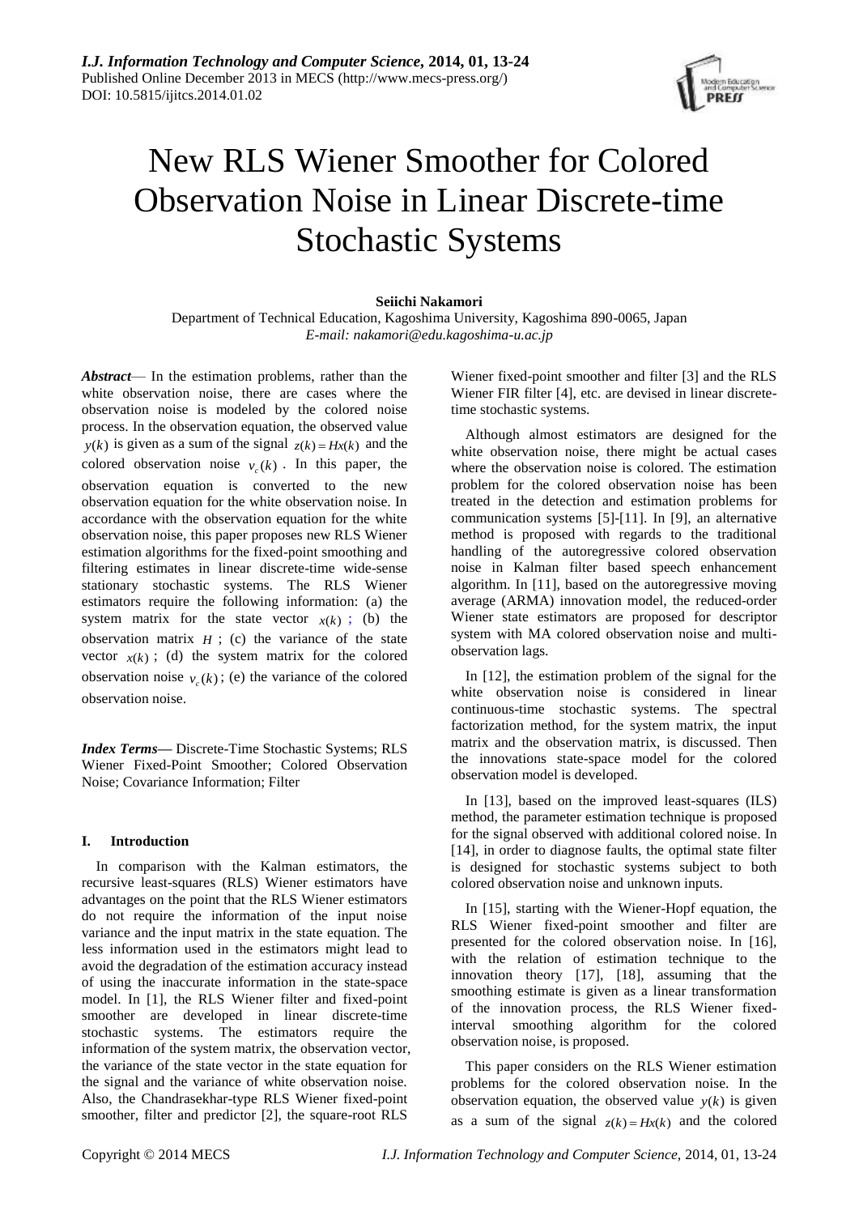# New RLS Wiener Smoother for Colored Observation Noise in Linear Discrete-time Stochastic Systems

**Seiichi Nakamori**

Department of Technical Education, Kagoshima University, Kagoshima 890-0065, Japan

*E-mail: nakamori@edu.kagoshima-u.ac.jp*

***Abstract*** — In the estimation problems, rather than the white observation noise, there are cases where the observation noise is modeled by the colored noise process. In the observation equation, the observed value $y(k)$ is given as a sum of the signal $z(k) = Hx(k)$ and the colored observation noise $v_c(k)$. In this paper, the observation equation is converted to the new observation equation for the white observation noise. In accordance with the observation equation for the white observation noise, this paper proposes new RLS Wiener estimation algorithms for the fixed-point smoothing and filtering estimates in linear discrete-time wide-sense stationary stochastic systems. The RLS Wiener estimators require the following information: (a) the system matrix for the state vector $x(k)$; (b) the observation matrix $H$; (c) the variance of the state vector $x(k)$; (d) the system matrix for the colored observation noise $v_c(k)$; (e) the variance of the colored observation noise.

***Index Terms*** — Discrete-Time Stochastic Systems; RLS Wiener Fixed-Point Smoother; Colored Observation Noise; Covariance Information; Filter

## I. Introduction

In comparison with the Kalman estimators, the recursive least-squares (RLS) Wiener estimators have advantages on the point that the RLS Wiener estimators do not require the information of the input noise variance and the input matrix in the state equation. The less information used in the estimators might lead to avoid the degradation of the estimation accuracy instead of using the inaccurate information in the state-space model. In [1], the RLS Wiener filter and fixed-point smoother are developed in linear discrete-time stochastic systems. The estimators require the information of the system matrix, the observation vector, the variance of the state vector in the state equation for the signal and the variance of white observation noise. Also, the Chandrasekhar-type RLS Wiener fixed-point smoother, filter and predictor [2], the square-root RLS Wiener fixed-point smoother and filter [3] and the RLS Wiener FIR filter [4], etc. are devised in linear discrete-time stochastic systems.

Although almost estimators are designed for the white observation noise, there might be actual cases where the observation noise is colored. The estimation problem for the colored observation noise has been treated in the detection and estimation problems for communication systems [5]-[11]. In [9], an alternative method is proposed with regards to the traditional handling of the autoregressive colored observation noise in Kalman filter based speech enhancement algorithm. In [11], based on the autoregressive moving average (ARMA) innovation model, the reduced-order Wiener state estimators are proposed for descriptor system with MA colored observation noise and multi-observation lags.

In [12], the estimation problem of the signal for the white observation noise is considered in linear continuous-time stochastic systems. The spectral factorization method, for the system matrix, the input matrix and the observation matrix, is discussed. Then the innovations state-space model for the colored observation model is developed.

In [13], based on the improved least-squares (ILS) method, the parameter estimation technique is proposed for the signal observed with additional colored noise. In [14], in order to diagnose faults, the optimal state filter is designed for stochastic systems subject to both colored observation noise and unknown inputs.

In [15], starting with the Wiener-Hopf equation, the RLS Wiener fixed-point smoother and filter are presented for the colored observation noise. In [16], with the relation of estimation technique to the innovation theory [17], [18], assuming that the smoothing estimate is given as a linear transformation of the innovation process, the RLS Wiener fixed-interval smoothing algorithm for the colored observation noise, is proposed.

This paper considers on the RLS Wiener estimation problems for the colored observation noise. In the observation equation, the observed value $y(k)$ is given as a sum of the signal $z(k) = Hx(k)$ and the colored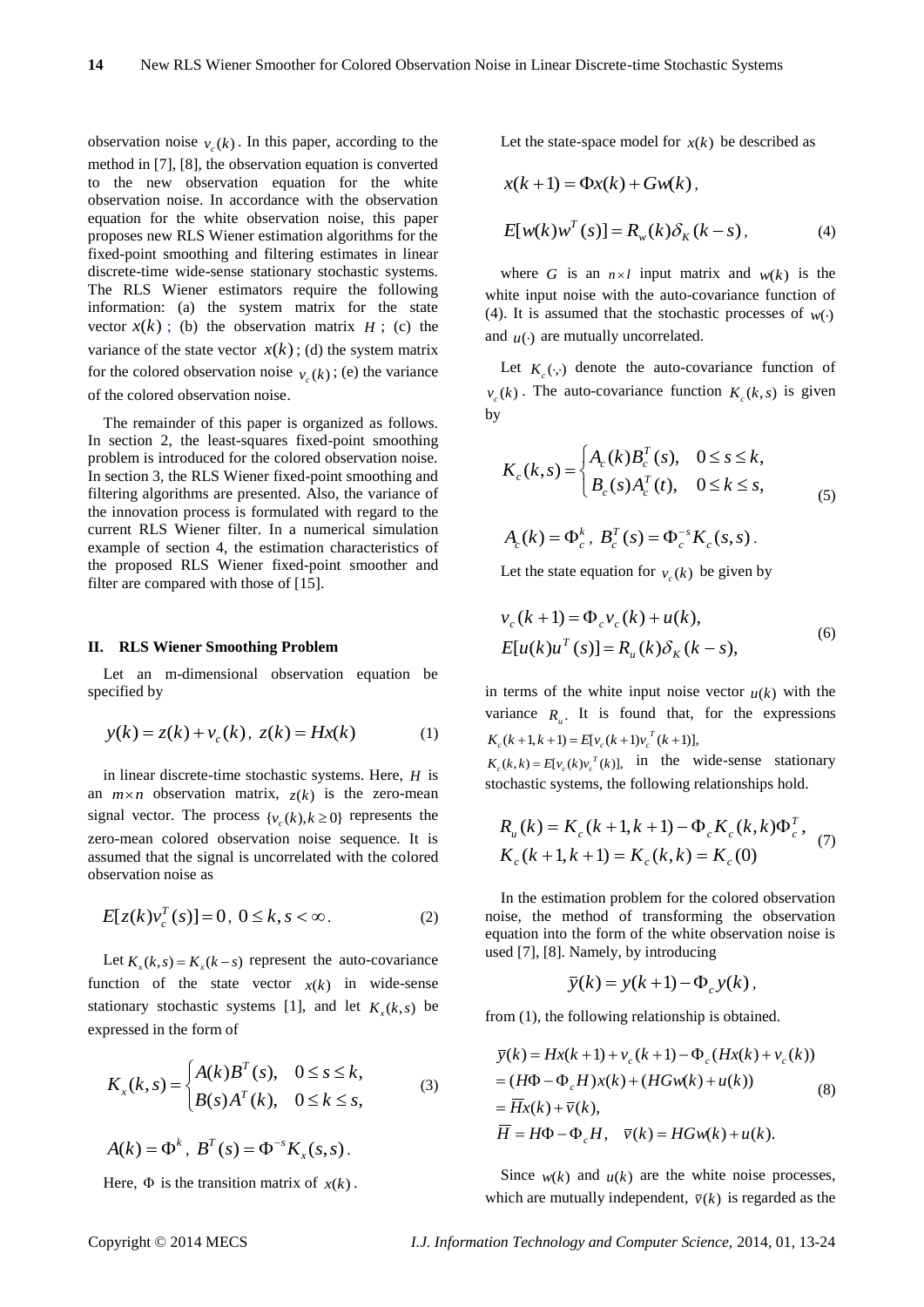observation noise $v_c(k)$. In this paper, according to the method in [7], [8], the observation equation is converted to the new observation equation for the white observation noise. In accordance with the observation equation for the white observation noise, this paper proposes new RLS Wiener estimation algorithms for the fixed-point smoothing and filtering estimates in linear discrete-time wide-sense stationary stochastic systems. The RLS Wiener estimators require the following information: (a) the system matrix for the state vector $x(k)$; (b) the observation matrix $H$; (c) the variance of the state vector $x(k)$; (d) the system matrix for the colored observation noise $v_c(k)$; (e) the variance of the colored observation noise.

The remainder of this paper is organized as follows. In section 2, the least-squares fixed-point smoothing problem is introduced for the colored observation noise. In section 3, the RLS Wiener fixed-point smoothing and filtering algorithms are presented. Also, the variance of the innovation process is formulated with regard to the current RLS Wiener filter. In a numerical simulation example of section 4, the estimation characteristics of the proposed RLS Wiener fixed-point smoother and filter are compared with those of [15].

## II. RLS Wiener Smoothing Problem

Let an m-dimensional observation equation be specified by

$$y(k) = z(k) + v_c(k),\ z(k) = Hx(k) \tag{1}$$

in linear discrete-time stochastic systems. Here, $H$ is an $m \times n$ observation matrix, $z(k)$ is the zero-mean signal vector. The process $\{v_c(k), k \geq 0\}$ represents the zero-mean colored observation noise sequence. It is assumed that the signal is uncorrelated with the colored observation noise as

$$E[z(k)v_c^T(s)] = 0,\ 0 \leq k, s < \infty. \tag{2}$$

Let $K_x(k,s) = K_x(k-s)$ represent the auto-covariance function of the state vector $x(k)$ in wide-sense stationary stochastic systems [1], and let $K_x(k,s)$ be expressed in the form of

$$K_x(k,s) = \begin{cases} A(k)B^T(s), & 0 \leq s \leq k, \\ B(s)A^T(k), & 0 \leq k \leq s, \end{cases} \tag{3}$$

$$A(k) = \Phi^k,\ B^T(s) = \Phi^{-s}K_x(s,s).$$

Here, $\Phi$ is the transition matrix of $x(k)$.

Let the state-space model for $x(k)$ be described as

$$x(k+1) = \Phi x(k) + Gw(k),$$

$$E[w(k)w^T(s)] = R_w(k)\delta_K(k-s), \tag{4}$$

where $G$ is an $n \times l$ input matrix and $w(k)$ is the white input noise with the auto-covariance function of (4). It is assumed that the stochastic processes of $w(\cdot)$ and $u(\cdot)$ are mutually uncorrelated.

Let $K_c(\cdot,\cdot)$ denote the auto-covariance function of $v_c(k)$. The auto-covariance function $K_c(k,s)$ is given by

$$K_c(k,s) = \begin{cases} A_c(k)B_c^T(s), & 0 \leq s \leq k, \\ B_c(s)A_c^T(t), & 0 \leq k \leq s, \end{cases} \tag{5}$$

$$A_c(k) = \Phi_c^k,\ B_c^T(s) = \Phi_c^{-s}K_c(s,s).$$

Let the state equation for $v_c(k)$ be given by

$$\begin{aligned} &v_c(k+1) = \Phi_c v_c(k) + u(k), \\ &E[u(k)u^T(s)] = R_u(k)\delta_K(k-s), \end{aligned} \tag{6}$$

in terms of the white input noise vector $u(k)$ with the variance $R_u$. It is found that, for the expressions $K_c(k+1,k+1) = E[v_c(k+1)v_c^T(k+1)]$, $K_c(k,k) = E[v_c(k)v_c^T(k)]$, in the wide-sense stationary stochastic systems, the following relationships hold.

$$\begin{aligned} &R_u(k) = K_c(k+1,k+1) - \Phi_c K_c(k,k)\Phi_c^T, \\ &K_c(k+1,k+1) = K_c(k,k) = K_c(0) \end{aligned} \tag{7}$$

In the estimation problem for the colored observation noise, the method of transforming the observation equation into the form of the white observation noise is used [7], [8]. Namely, by introducing

$$\bar{y}(k) = y(k+1) - \Phi_c y(k),$$

from (1), the following relationship is obtained.

$$\begin{aligned} \bar{y}(k) &= Hx(k+1) + v_c(k+1) - \Phi_c(Hx(k) + v_c(k)) \\ &= (H\Phi - \Phi_c H)x(k) + (HGw(k) + u(k)) \\ &= \bar{H}x(k) + \bar{v}(k), \\ \bar{H} &= H\Phi - \Phi_c H, \quad \bar{v}(k) = HGw(k) + u(k). \end{aligned} \tag{8}$$

Since $w(k)$ and $u(k)$ are the white noise processes, which are mutually independent, $\bar{v}(k)$ is regarded as the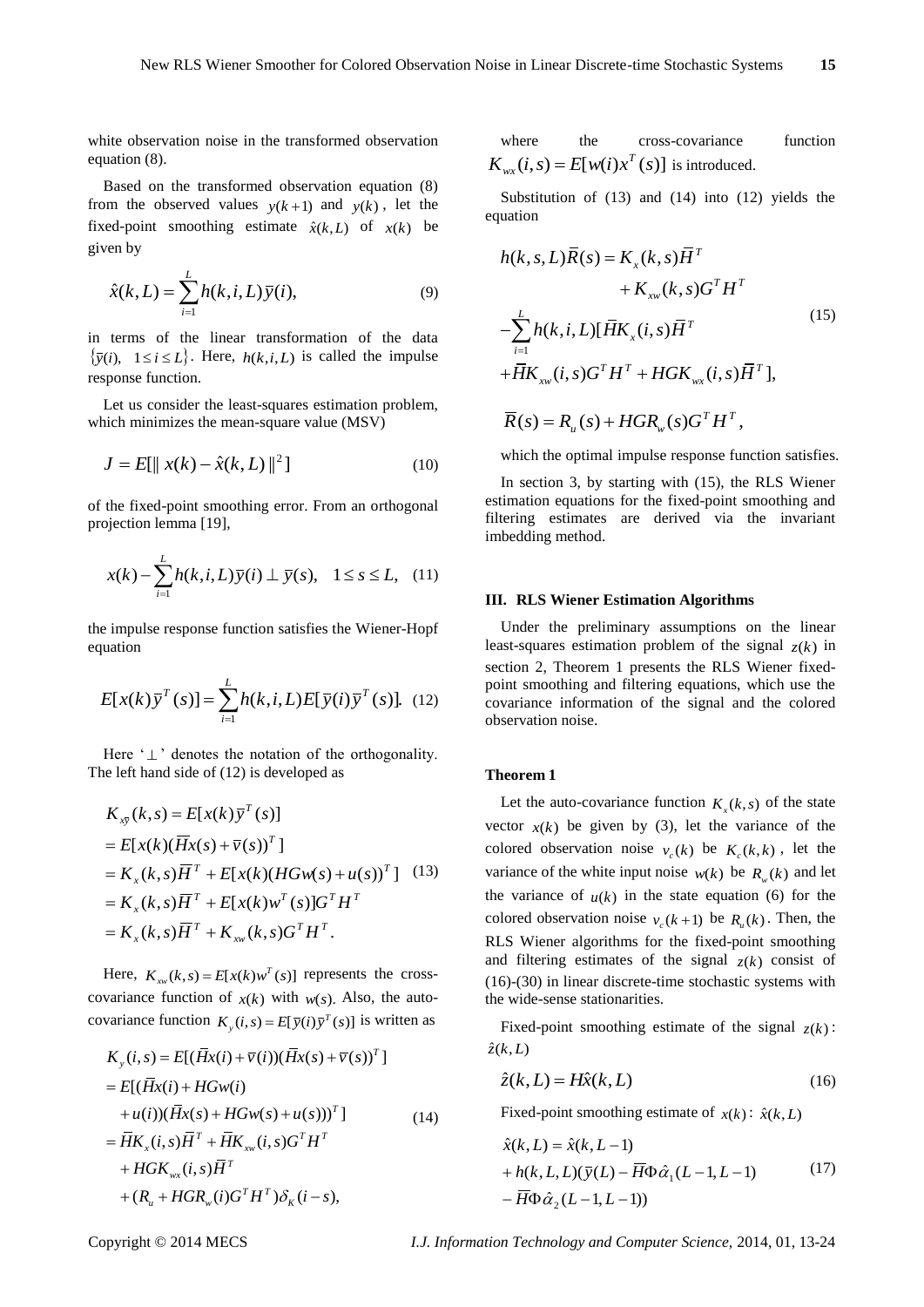white observation noise in the transformed observation equation (8).

Based on the transformed observation equation (8) from the observed values $y(k+1)$ and $y(k)$, let the fixed-point smoothing estimate $\hat{x}(k,L)$ of $x(k)$ be given by

$$\hat{x}(k,L) = \sum_{i=1}^{L} h(k,i,L)\bar{y}(i), \tag{9}$$

in terms of the linear transformation of the data $\{\bar{y}(i),\ 1 \le i \le L\}$. Here, $h(k,i,L)$ is called the impulse response function.

Let us consider the least-squares estimation problem, which minimizes the mean-square value (MSV)

$$J = E[\| x(k) - \hat{x}(k,L) \|^2] \tag{10}$$

of the fixed-point smoothing error. From an orthogonal projection lemma [19],

$$x(k) - \sum_{i=1}^{L} h(k,i,L)\bar{y}(i) \perp \bar{y}(s), \quad 1 \le s \le L, \tag{11}$$

the impulse response function satisfies the Wiener-Hopf equation

$$E[x(k)\bar{y}^T(s)] = \sum_{i=1}^{L} h(k,i,L) E[\bar{y}(i)\bar{y}^T(s)]. \tag{12}$$

Here '$\perp$' denotes the notation of the orthogonality. The left hand side of (12) is developed as

$$\begin{aligned}
K_{x\bar{y}}(k,s) &= E[x(k)\bar{y}^T(s)] \\
&= E[x(k)(\bar{H}x(s) + \bar{v}(s))^T] \\
&= K_x(k,s)\bar{H}^T + E[x(k)(HGw(s) + u(s))^T] \\
&= K_x(k,s)\bar{H}^T + E[x(k)w^T(s)]G^T H^T \\
&= K_x(k,s)\bar{H}^T + K_{xw}(k,s)G^T H^T.
\end{aligned} \tag{13}$$

Here, $K_{xw}(k,s) = E[x(k)w^T(s)]$ represents the cross-covariance function of $x(k)$ with $w(s)$. Also, the auto-covariance function $K_y(i,s) = E[\bar{y}(i)\bar{y}^T(s)]$ is written as

$$\begin{aligned}
K_y(i,s) &= E[(\bar{H}x(i) + \bar{v}(i))(\bar{H}x(s) + \bar{v}(s))^T] \\
&= E[(\bar{H}x(i) + HGw(i) \\
&\quad + u(i))(\bar{H}x(s) + HGw(s) + u(s)))^T] \\
&= \bar{H}K_x(i,s)\bar{H}^T + \bar{H}K_{xw}(i,s)G^T H^T \\
&\quad + HGK_{wx}(i,s)\bar{H}^T \\
&\quad + (R_u + HGR_w(i)G^T H^T)\delta_K(i-s),
\end{aligned} \tag{14}$$

where the cross-covariance function $K_{wx}(i,s) = E[w(i)x^T(s)]$ is introduced.

Substitution of (13) and (14) into (12) yields the equation

$$\begin{aligned}
h(k,s,L)\bar{R}(s) &= K_x(k,s)\bar{H}^T \\
&\quad + K_{xw}(k,s)G^T H^T \\
&\quad - \sum_{i=1}^{L} h(k,i,L)[\bar{H}K_x(i,s)\bar{H}^T \\
&\quad + \bar{H}K_{xw}(i,s)G^T H^T + HGK_{wx}(i,s)\bar{H}^T],
\end{aligned} \tag{15}$$

$$\bar{R}(s) = R_u(s) + HGR_w(s)G^T H^T,$$

which the optimal impulse response function satisfies.

In section 3, by starting with (15), the RLS Wiener estimation equations for the fixed-point smoothing and filtering estimates are derived via the invariant imbedding method.

## III. RLS Wiener Estimation Algorithms

Under the preliminary assumptions on the linear least-squares estimation problem of the signal $z(k)$ in section 2, Theorem 1 presents the RLS Wiener fixed-point smoothing and filtering equations, which use the covariance information of the signal and the colored observation noise.

### Theorem 1

Let the auto-covariance function $K_x(k,s)$ of the state vector $x(k)$ be given by (3), let the variance of the colored observation noise $v_c(k)$ be $K_c(k,k)$, let the variance of the white input noise $w(k)$ be $R_w(k)$ and let the variance of $u(k)$ in the state equation (6) for the colored observation noise $v_c(k+1)$ be $R_u(k)$. Then, the RLS Wiener algorithms for the fixed-point smoothing and filtering estimates of the signal $z(k)$ consist of (16)-(30) in linear discrete-time stochastic systems with the wide-sense stationarities.

Fixed-point smoothing estimate of the signal $z(k)$: $\hat{z}(k,L)$

$$\hat{z}(k,L) = H\hat{x}(k,L) \tag{16}$$

Fixed-point smoothing estimate of $x(k)$: $\hat{x}(k,L)$

$$\begin{aligned}
\hat{x}(k,L) &= \hat{x}(k,L-1) \\
&\quad + h(k,L,L)(\bar{y}(L) - \bar{H}\Phi\hat{\alpha}_1(L-1,L-1) \\
&\quad - \bar{H}\Phi\hat{\alpha}_2(L-1,L-1))
\end{aligned} \tag{17}$$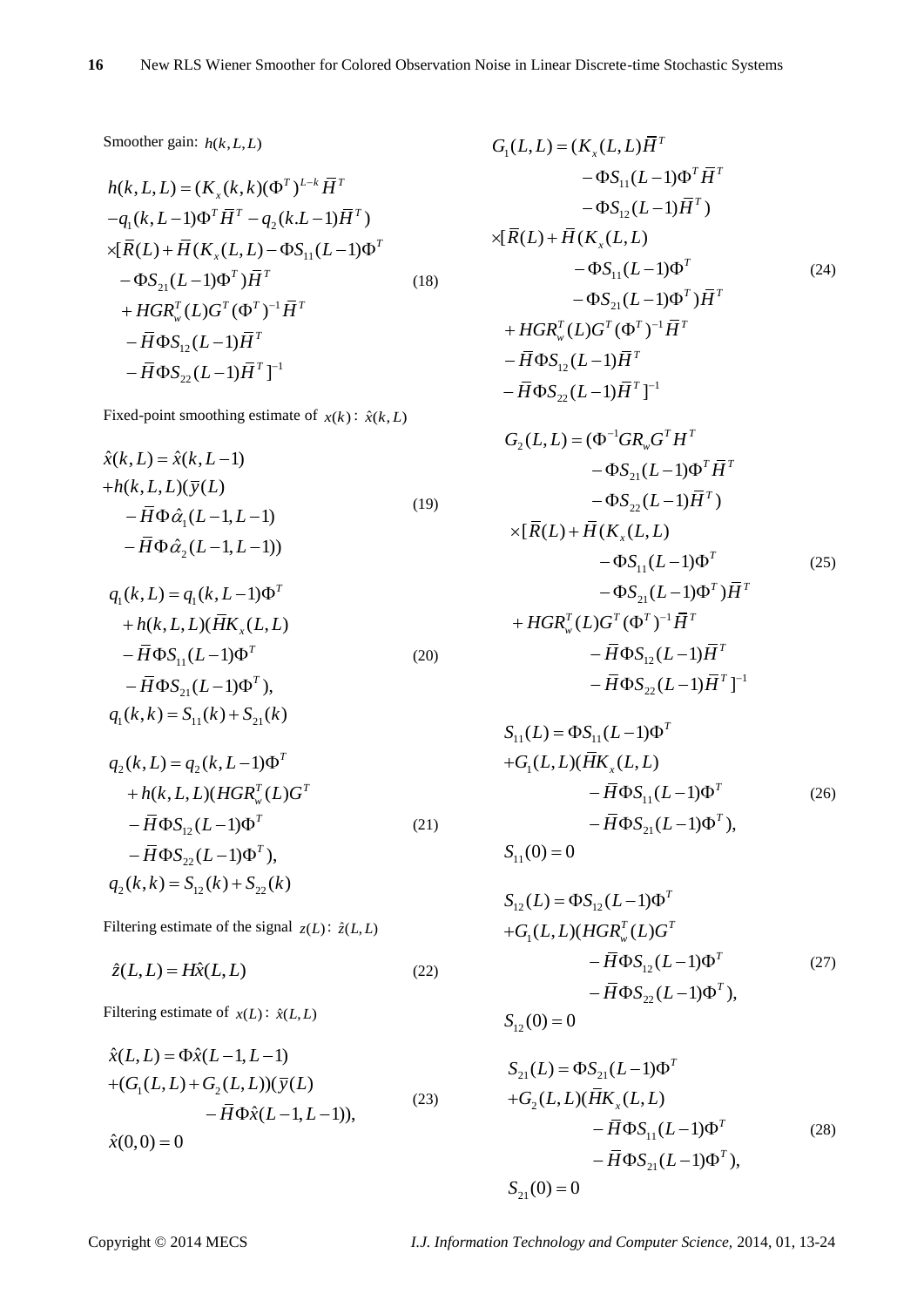Smoother gain: $h(k,L,L)$

$$
\begin{aligned}
&h(k,L,L) = (K_x(k,k)(\Phi^T)^{L-k}\bar{H}^T \\
&-q_1(k,L-1)\Phi^T\bar{H}^T - q_2(k.L-1)\bar{H}^T) \\
&\times[\bar{R}(L) + \bar{H}(K_x(L,L) - \Phi S_{11}(L-1)\Phi^T \\
&\quad -\Phi S_{21}(L-1)\Phi^T)\bar{H}^T \\
&\quad + HGR_w^T(L)G^T(\Phi^T)^{-1}\bar{H}^T \\
&\quad -\bar{H}\Phi S_{12}(L-1)\bar{H}^T \\
&\quad -\bar{H}\Phi S_{22}(L-1)\bar{H}^T]^{-1}
\end{aligned}
\tag{18}
$$

Fixed-point smoothing estimate of $x(k)$: $\hat{x}(k,L)$

$$
\begin{aligned}
&\hat{x}(k,L) = \hat{x}(k,L-1) \\
&+h(k,L,L)(\bar{y}(L) \\
&\quad -\bar{H}\Phi\hat{\alpha}_1(L-1,L-1) \\
&\quad -\bar{H}\Phi\hat{\alpha}_2(L-1,L-1))
\end{aligned}
\tag{19}
$$

$$
\begin{aligned}
&q_1(k,L) = q_1(k,L-1)\Phi^T \\
&\quad + h(k,L,L)(\bar{H}K_x(L,L) \\
&\quad -\bar{H}\Phi S_{11}(L-1)\Phi^T \\
&\quad -\bar{H}\Phi S_{21}(L-1)\Phi^T), \\
&q_1(k,k) = S_{11}(k) + S_{21}(k)
\end{aligned}
\tag{20}
$$

$$
\begin{aligned}
&q_2(k,L) = q_2(k,L-1)\Phi^T \\
&\quad + h(k,L,L)(HGR_w^T(L)G^T \\
&\quad -\bar{H}\Phi S_{12}(L-1)\Phi^T \\
&\quad -\bar{H}\Phi S_{22}(L-1)\Phi^T), \\
&q_2(k,k) = S_{12}(k) + S_{22}(k)
\end{aligned}
\tag{21}
$$

Filtering estimate of the signal $z(L)$: $\hat{z}(L,L)$

$$
\hat{z}(L,L) = H\hat{x}(L,L) \tag{22}
$$

Filtering estimate of $x(L)$: $\hat{x}(L,L)$

$$
\begin{aligned}
&\hat{x}(L,L) = \Phi\hat{x}(L-1,L-1) \\
&+(G_1(L,L) + G_2(L,L))(\bar{y}(L) \\
&\qquad -\bar{H}\Phi\hat{x}(L-1,L-1)), \\
&\hat{x}(0,0) = 0
\end{aligned}
\tag{23}
$$

$$
\begin{aligned}
&G_1(L,L) = (K_x(L,L)\bar{H}^T \\
&\qquad -\Phi S_{11}(L-1)\Phi^T\bar{H}^T \\
&\qquad -\Phi S_{12}(L-1)\bar{H}^T) \\
&\times[\bar{R}(L) + \bar{H}(K_x(L,L) \\
&\qquad -\Phi S_{11}(L-1)\Phi^T \\
&\qquad -\Phi S_{21}(L-1)\Phi^T)\bar{H}^T \\
&\quad + HGR_w^T(L)G^T(\Phi^T)^{-1}\bar{H}^T \\
&\quad -\bar{H}\Phi S_{12}(L-1)\bar{H}^T \\
&\quad -\bar{H}\Phi S_{22}(L-1)\bar{H}^T]^{-1}
\end{aligned}
\tag{24}
$$

$$
\begin{aligned}
&G_2(L,L) = (\Phi^{-1}GR_wG^TH^T \\
&\qquad -\Phi S_{21}(L-1)\Phi^T\bar{H}^T \\
&\qquad -\Phi S_{22}(L-1)\bar{H}^T) \\
&\quad\times[\bar{R}(L) + \bar{H}(K_x(L,L) \\
&\qquad -\Phi S_{11}(L-1)\Phi^T \\
&\qquad -\Phi S_{21}(L-1)\Phi^T)\bar{H}^T \\
&\quad + HGR_w^T(L)G^T(\Phi^T)^{-1}\bar{H}^T \\
&\qquad -\bar{H}\Phi S_{12}(L-1)\bar{H}^T \\
&\qquad -\bar{H}\Phi S_{22}(L-1)\bar{H}^T]^{-1}
\end{aligned}
\tag{25}
$$

$$
\begin{aligned}
&S_{11}(L) = \Phi S_{11}(L-1)\Phi^T \\
&+G_1(L,L)(\bar{H}K_x(L,L) \\
&\qquad -\bar{H}\Phi S_{11}(L-1)\Phi^T \\
&\qquad -\bar{H}\Phi S_{21}(L-1)\Phi^T), \\
&S_{11}(0) = 0
\end{aligned}
\tag{26}
$$

$$
\begin{aligned}
&S_{12}(L) = \Phi S_{12}(L-1)\Phi^T \\
&+G_1(L,L)(HGR_w^T(L)G^T \\
&\qquad -\bar{H}\Phi S_{12}(L-1)\Phi^T \\
&\qquad -\bar{H}\Phi S_{22}(L-1)\Phi^T), \\
&S_{12}(0) = 0
\end{aligned}
\tag{27}
$$

$$
\begin{aligned}
&S_{21}(L) = \Phi S_{21}(L-1)\Phi^T \\
&+G_2(L,L)(\bar{H}K_x(L,L) \\
&\qquad -\bar{H}\Phi S_{11}(L-1)\Phi^T \\
&\qquad -\bar{H}\Phi S_{21}(L-1)\Phi^T), \\
&S_{21}(0) = 0
\end{aligned}
\tag{28}
$$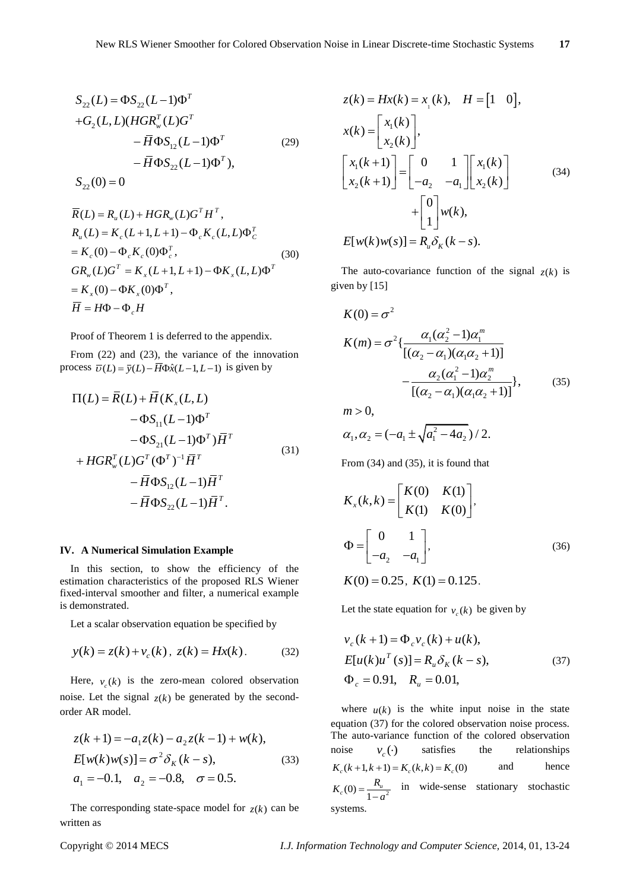$$
\begin{aligned}
S_{22}(L) &= \Phi S_{22}(L-1)\Phi^T \\
&+ G_2(L,L)(HGR_w^T(L)G^T \\
&\quad - \bar{H}\Phi S_{12}(L-1)\Phi^T \\
&\quad - \bar{H}\Phi S_{22}(L-1)\Phi^T), \\
S_{22}(0) &= 0
\end{aligned}
\tag{29}
$$

$$
\begin{aligned}
&\bar{R}(L) = R_u(L) + HGR_w(L)G^T H^T, \\
&R_u(L) = K_c(L+1,L+1) - \Phi_c K_c(L,L)\Phi_C^T \\
&= K_c(0) - \Phi_c K_c(0)\Phi_c^T, \\
&GR_w(L)G^T = K_x(L+1,L+1) - \Phi K_x(L,L)\Phi^T \\
&= K_x(0) - \Phi K_x(0)\Phi^T, \\
&\bar{H} = H\Phi - \Phi_c H
\end{aligned}
\tag{30}
$$

Proof of Theorem 1 is deferred to the appendix.

From (22) and (23), the variance of the innovation process $\bar{\upsilon}(L) = \bar{y}(L) - \bar{H}\Phi\hat{x}(L-1,L-1)$ is given by

$$
\begin{aligned}
\Pi(L) = \bar{R}(L) &+ \bar{H}(K_x(L,L) \\
&- \Phi S_{11}(L-1)\Phi^T \\
&- \Phi S_{21}(L-1)\Phi^T)\bar{H}^T \\
&+ HGR_w^T(L)G^T(\Phi^T)^{-1}\bar{H}^T \\
&- \bar{H}\Phi S_{12}(L-1)\bar{H}^T \\
&- \bar{H}\Phi S_{22}(L-1)\bar{H}^T.
\end{aligned}
\tag{31}
$$

## IV. A Numerical Simulation Example

In this section, to show the efficiency of the estimation characteristics of the proposed RLS Wiener fixed-interval smoother and filter, a numerical example is demonstrated.

Let a scalar observation equation be specified by

$$
y(k) = z(k) + v_c(k),\ z(k) = Hx(k). \tag{32}
$$

Here, $v_c(k)$ is the zero-mean colored observation noise. Let the signal $z(k)$ be generated by the second-order AR model.

$$
\begin{aligned}
&z(k+1) = -a_1 z(k) - a_2 z(k-1) + w(k), \\
&E[w(k)w(s)] = \sigma^2 \delta_K(k-s), \\
&a_1 = -0.1, \quad a_2 = -0.8, \quad \sigma = 0.5.
\end{aligned}
\tag{33}
$$

The corresponding state-space model for $z(k)$ can be written as

$$
\begin{aligned}
&z(k) = Hx(k) = x_1(k), \quad H = \begin{bmatrix} 1 & 0 \end{bmatrix}, \\
&x(k) = \begin{bmatrix} x_1(k) \\ x_2(k) \end{bmatrix}, \\
&\begin{bmatrix} x_1(k+1) \\ x_2(k+1) \end{bmatrix} = \begin{bmatrix} 0 & 1 \\ -a_2 & -a_1 \end{bmatrix} \begin{bmatrix} x_1(k) \\ x_2(k) \end{bmatrix} + \begin{bmatrix} 0 \\ 1 \end{bmatrix} w(k), \\
&E[w(k)w(s)] = R_u \delta_K(k-s).
\end{aligned}
\tag{34}
$$

The auto-covariance function of the signal $z(k)$ is given by [15]

$$
\begin{aligned}
&K(0) = \sigma^2 \\
&K(m) = \sigma^2 \{ \frac{\alpha_1(\alpha_2^2 - 1)\alpha_1^m}{[(\alpha_2 - \alpha_1)(\alpha_1\alpha_2 + 1)]} - \frac{\alpha_2(\alpha_1^2 - 1)\alpha_2^m}{[(\alpha_2 - \alpha_1)(\alpha_1\alpha_2 + 1)]} \}, \\
&m > 0, \\
&\alpha_1, \alpha_2 = (-a_1 \pm \sqrt{a_1^2 - 4a_2})/2.
\end{aligned}
\tag{35}
$$

From (34) and (35), it is found that

$$
\begin{aligned}
&K_x(k,k) = \begin{bmatrix} K(0) & K(1) \\ K(1) & K(0) \end{bmatrix}, \\
&\Phi = \begin{bmatrix} 0 & 1 \\ -a_2 & -a_1 \end{bmatrix}, \\
&K(0) = 0.25,\ K(1) = 0.125.
\end{aligned}
\tag{36}
$$

Let the state equation for $v_c(k)$ be given by

$$
\begin{aligned}
&v_c(k+1) = \Phi_c v_c(k) + u(k), \\
&E[u(k)u^T(s)] = R_u \delta_K(k-s), \\
&\Phi_c = 0.91, \quad R_u = 0.01,
\end{aligned}
\tag{37}
$$

where $u(k)$ is the white input noise in the state equation (37) for the colored observation noise process. The auto-variance function of the colored observation noise $v_c(\cdot)$ satisfies the relationships $K_c(k+1,k+1) = K_c(k,k) = K_c(0)$ and hence $K_c(0) = \frac{R_u}{1-a^2}$ in wide-sense stationary stochastic systems.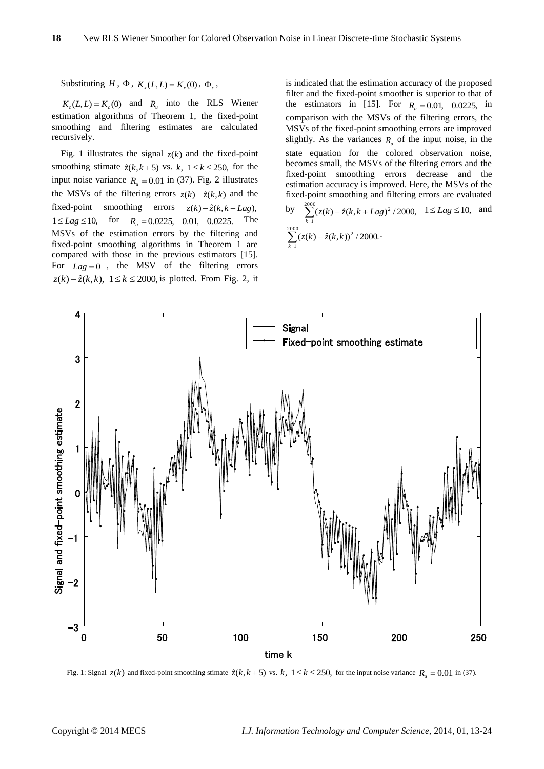Substituting $H$, $\Phi$, $K_x(L,L) = K_x(0)$, $\Phi_c$, $K_c(L,L) = K_c(0)$ and $R_u$ into the RLS Wiener estimation algorithms of Theorem 1, the fixed-point smoothing and filtering estimates are calculated recursively.

Fig. 1 illustrates the signal $z(k)$ and the fixed-point smoothing stimate $\hat{z}(k,k+5)$ vs. $k$, $1 \le k \le 250$, for the input noise variance $R_u = 0.01$ in (37). Fig. 2 illustrates the MSVs of the filtering errors $z(k) - \hat{z}(k,k)$ and the fixed-point smoothing errors $z(k) - \hat{z}(k,k+Lag)$, $1 \le Lag \le 10$, for $R_u = 0.0225$, $0.01$, $0.0225$. The MSVs of the estimation errors by the filtering and fixed-point smoothing algorithms in Theorem 1 are compared with those in the previous estimators [15]. For $Lag = 0$, the MSV of the filtering errors $z(k) - \hat{z}(k,k)$, $1 \le k \le 2000$, is plotted. From Fig. 2, it is indicated that the estimation accuracy of the proposed filter and the fixed-point smoother is superior to that of the estimators in [15]. For $R_u = 0.01$, $0.0225$, in comparison with the MSVs of the filtering errors, the MSVs of the fixed-point smoothing errors are improved slightly. As the variances $R_u$ of the input noise, in the state equation for the colored observation noise, becomes small, the MSVs of the filtering errors and the fixed-point smoothing errors decrease and the estimation accuracy is improved. Here, the MSVs of the fixed-point smoothing and filtering errors are evaluated by $\sum_{k=1}^{2000}(z(k) - \hat{z}(k,k+Lag))^2 / 2000$, $1 \le Lag \le 10$, and $\sum_{k=1}^{2000}(z(k) - \hat{z}(k,k))^2 / 2000$.

Fig. 1: Signal $z(k)$ and fixed-point smoothing stimate $\hat{z}(k,k+5)$ vs. $k$, $1 \le k \le 250$, for the input noise variance $R_u = 0.01$ in (37).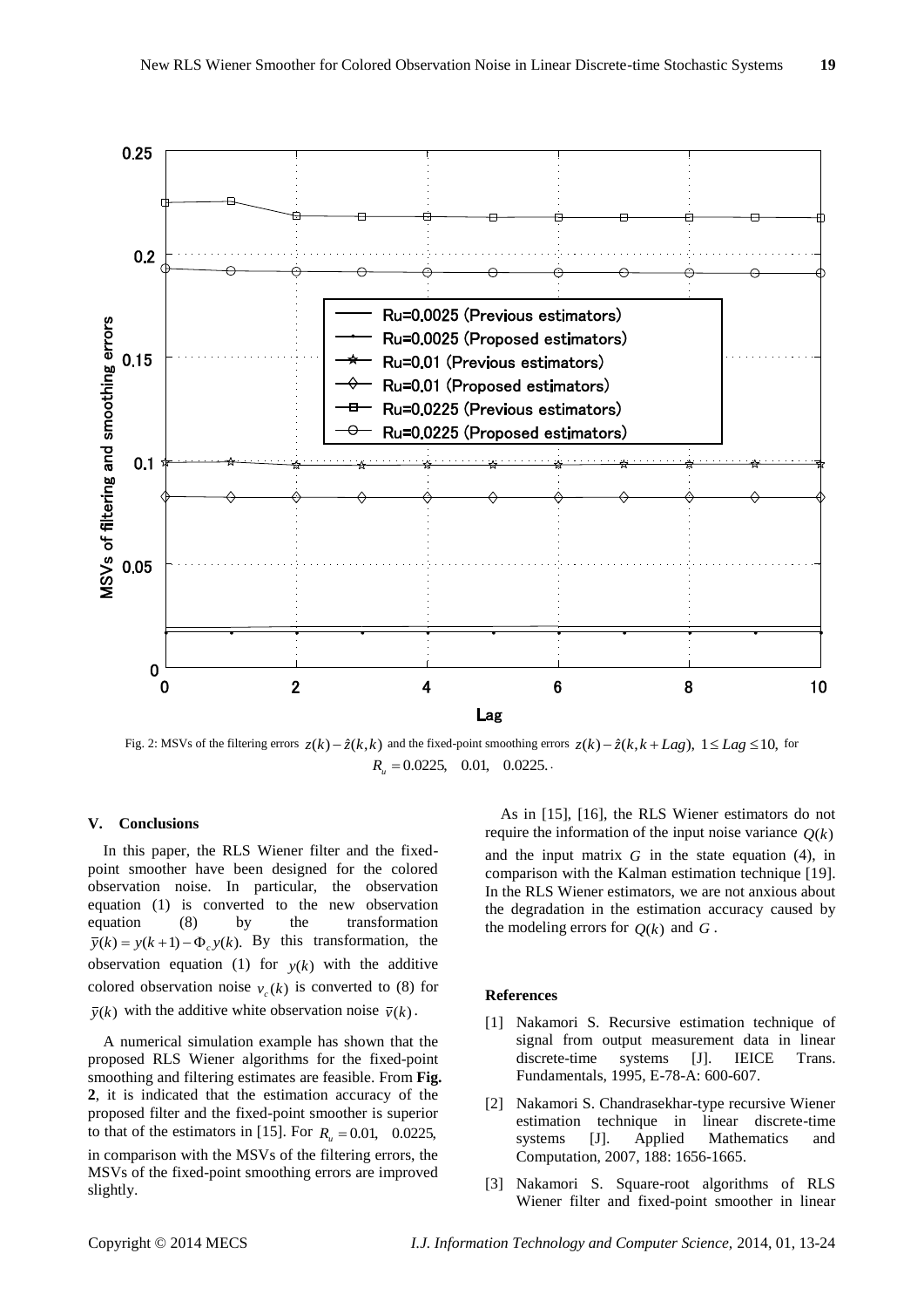Fig. 2: MSVs of the filtering errors $z(k) - \hat{z}(k,k)$ and the fixed-point smoothing errors $z(k) - \hat{z}(k,k+Lag)$, $1 \le Lag \le 10$, for $R_u = 0.0225, \quad 0.01, \quad 0.0225.$

## V. Conclusions

In this paper, the RLS Wiener filter and the fixed-point smoother have been designed for the colored observation noise. In particular, the observation equation (1) is converted to the new observation equation (8) by the transformation $\bar{y}(k) = y(k+1) - \Phi_c y(k)$. By this transformation, the observation equation (1) for $y(k)$ with the additive colored observation noise $v_c(k)$ is converted to (8) for $\bar{y}(k)$ with the additive white observation noise $\bar{v}(k)$.

A numerical simulation example has shown that the proposed RLS Wiener algorithms for the fixed-point smoothing and filtering estimates are feasible. From **Fig. 2**, it is indicated that the estimation accuracy of the proposed filter and the fixed-point smoother is superior to that of the estimators in [15]. For $R_u = 0.01, \quad 0.0225,$ in comparison with the MSVs of the filtering errors, the MSVs of the fixed-point smoothing errors are improved slightly.

As in [15], [16], the RLS Wiener estimators do not require the information of the input noise variance $Q(k)$ and the input matrix $G$ in the state equation (4), in comparison with the Kalman estimation technique [19]. In the RLS Wiener estimators, we are not anxious about the degradation in the estimation accuracy caused by the modeling errors for $Q(k)$ and $G$.

### References

[1] Nakamori S. Recursive estimation technique of signal from output measurement data in linear discrete-time systems [J]. IEICE Trans. Fundamentals, 1995, E-78-A: 600-607.

[2] Nakamori S. Chandrasekhar-type recursive Wiener estimation technique in linear discrete-time systems [J]. Applied Mathematics and Computation, 2007, 188: 1656-1665.

[3] Nakamori S. Square-root algorithms of RLS Wiener filter and fixed-point smoother in linear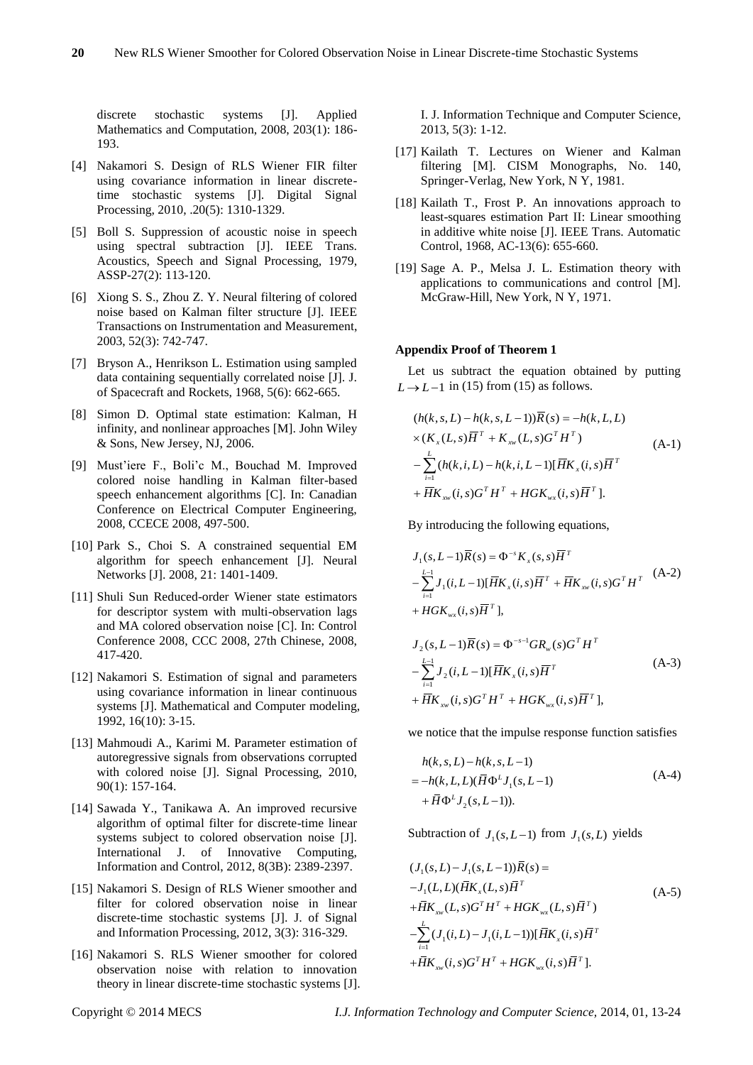discrete stochastic systems [J]. Applied Mathematics and Computation, 2008, 203(1): 186-193.

[4] Nakamori S. Design of RLS Wiener FIR filter using covariance information in linear discrete-time stochastic systems [J]. Digital Signal Processing, 2010, .20(5): 1310-1329.

[5] Boll S. Suppression of acoustic noise in speech using spectral subtraction [J]. IEEE Trans. Acoustics, Speech and Signal Processing, 1979, ASSP-27(2): 113-120.

[6] Xiong S. S., Zhou Z. Y. Neural filtering of colored noise based on Kalman filter structure [J]. IEEE Transactions on Instrumentation and Measurement, 2003, 52(3): 742-747.

[7] Bryson A., Henrikson L. Estimation using sampled data containing sequentially correlated noise [J]. J. of Spacecraft and Rockets, 1968, 5(6): 662-665.

[8] Simon D. Optimal state estimation: Kalman, H infinity, and nonlinear approaches [M]. John Wiley & Sons, New Jersey, NJ, 2006.

[9] Must'iere F., Boli'c M., Bouchad M. Improved colored noise handling in Kalman filter-based speech enhancement algorithms [C]. In: Canadian Conference on Electrical Computer Engineering, 2008, CCECE 2008, 497-500.

[10] Park S., Choi S. A constrained sequential EM algorithm for speech enhancement [J]. Neural Networks [J]. 2008, 21: 1401-1409.

[11] Shuli Sun Reduced-order Wiener state estimators for descriptor system with multi-observation lags and MA colored observation noise [C]. In: Control Conference 2008, CCC 2008, 27th Chinese, 2008, 417-420.

[12] Nakamori S. Estimation of signal and parameters using covariance information in linear continuous systems [J]. Mathematical and Computer modeling, 1992, 16(10): 3-15.

[13] Mahmoudi A., Karimi M. Parameter estimation of autoregressive signals from observations corrupted with colored noise [J]. Signal Processing, 2010, 90(1): 157-164.

[14] Sawada Y., Tanikawa A. An improved recursive algorithm of optimal filter for discrete-time linear systems subject to colored observation noise [J]. International J. of Innovative Computing, Information and Control, 2012, 8(3B): 2389-2397.

[15] Nakamori S. Design of RLS Wiener smoother and filter for colored observation noise in linear discrete-time stochastic systems [J]. J. of Signal and Information Processing, 2012, 3(3): 316-329.

[16] Nakamori S. RLS Wiener smoother for colored observation noise with relation to innovation theory in linear discrete-time stochastic systems [J]. I. J. Information Technique and Computer Science, 2013, 5(3): 1-12.

[17] Kailath T. Lectures on Wiener and Kalman filtering [M]. CISM Monographs, No. 140, Springer-Verlag, New York, N Y, 1981.

[18] Kailath T., Frost P. An innovations approach to least-squares estimation Part II: Linear smoothing in additive white noise [J]. IEEE Trans. Automatic Control, 1968, AC-13(6): 655-660.

[19] Sage A. P., Melsa J. L. Estimation theory with applications to communications and control [M]. McGraw-Hill, New York, N Y, 1971.

### Appendix Proof of Theorem 1

Let us subtract the equation obtained by putting $L \to L-1$ in (15) from (15) as follows.

$$
\begin{aligned}
&(h(k,s,L)-h(k,s,L-1))\bar{R}(s) = -h(k,L,L) \\
&\times (K_x(L,s)\bar{H}^T + K_{xw}(L,s)G^T H^T) \\
&-\sum_{i=1}^{L}(h(k,i,L)-h(k,i,L-1)[\bar{H}K_x(i,s)\bar{H}^T \\
&+\bar{H}K_{xw}(i,s)G^T H^T + HGK_{wx}(i,s)\bar{H}^T].
\end{aligned} \tag{A-1}
$$

By introducing the following equations,

$$
\begin{aligned}
&J_1(s,L-1)\bar{R}(s) = \Phi^{-s}K_x(s,s)\bar{H}^T \\
&-\sum_{i=1}^{L-1}J_1(i,L-1)[\bar{H}K_x(i,s)\bar{H}^T + \bar{H}K_{xw}(i,s)G^T H^T \\
&+HGK_{wx}(i,s)\bar{H}^T],
\end{aligned} \tag{A-2}
$$

$$
\begin{aligned}
&J_2(s,L-1)\bar{R}(s) = \Phi^{-s-1}GR_w(s)G^T H^T \\
&-\sum_{i=1}^{L-1}J_2(i,L-1)[\bar{H}K_x(i,s)\bar{H}^T \\
&+\bar{H}K_{xw}(i,s)G^T H^T + HGK_{wx}(i,s)\bar{H}^T],
\end{aligned} \tag{A-3}
$$

we notice that the impulse response function satisfies

$$
\begin{aligned}
&h(k,s,L)-h(k,s,L-1) \\
&= -h(k,L,L)(\bar{H}\Phi^L J_1(s,L-1) \\
&+\bar{H}\Phi^L J_2(s,L-1)).
\end{aligned} \tag{A-4}
$$

Subtraction of $J_1(s,L-1)$ from $J_1(s,L)$ yields

$$
\begin{aligned}
&(J_1(s,L)-J_1(s,L-1))\bar{R}(s) = \\
&-J_1(L,L)(\bar{H}K_x(L,s)\bar{H}^T \\
&+\bar{H}K_{xw}(L,s)G^T H^T + HGK_{wx}(L,s)\bar{H}^T) \\
&-\sum_{i=1}^{L}(J_1(i,L)-J_1(i,L-1))[\bar{H}K_x(i,s)\bar{H}^T \\
&+\bar{H}K_{xw}(i,s)G^T H^T + HGK_{wx}(i,s)\bar{H}^T].
\end{aligned} \tag{A-5}
$$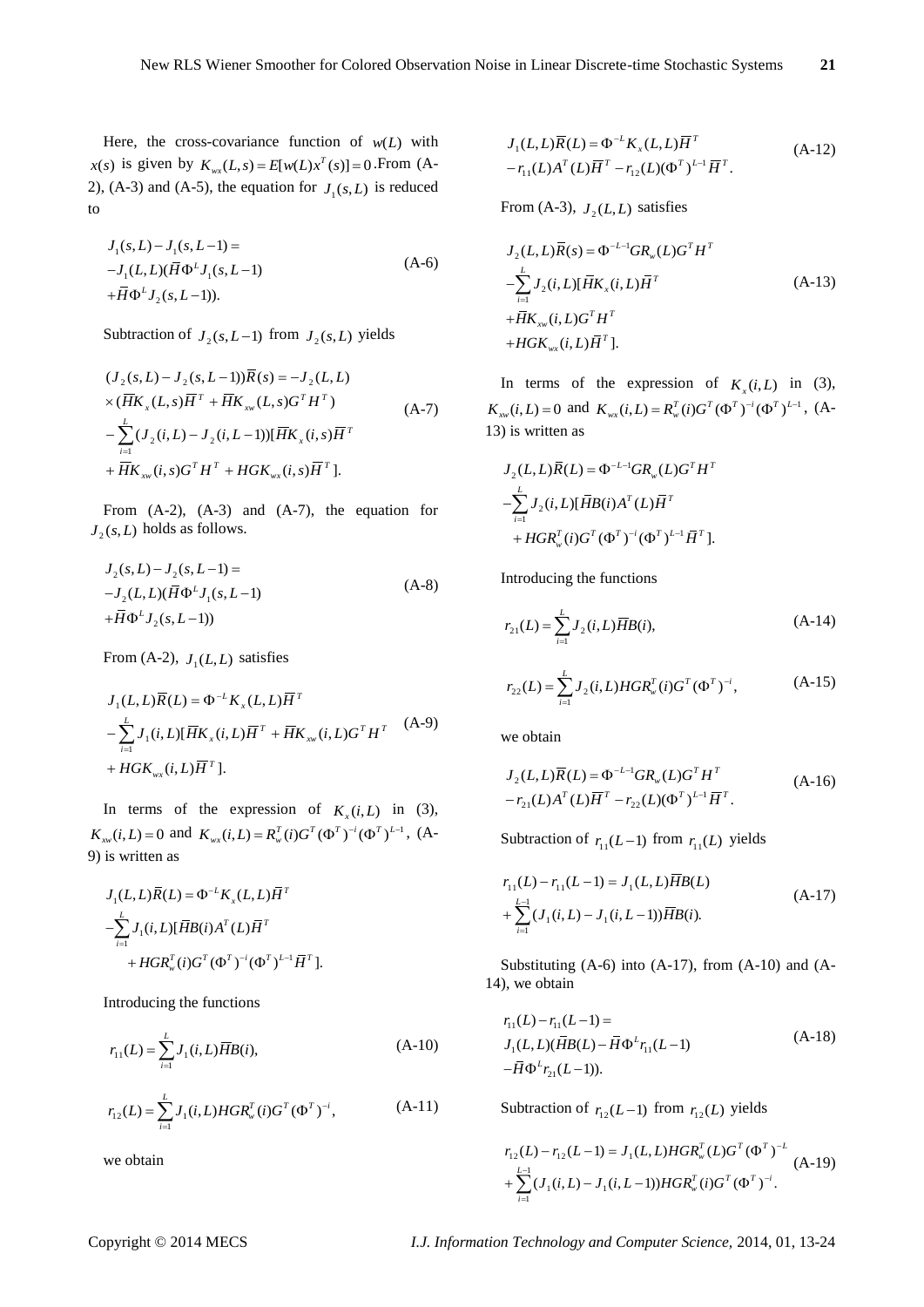Here, the cross-covariance function of $w(L)$ with $x(s)$ is given by $K_{wx}(L,s)=E[w(L)x^T(s)]=0$. From (A-2), (A-3) and (A-5), the equation for $J_1(s,L)$ is reduced to

$$
\begin{aligned}
&J_1(s,L)-J_1(s,L-1)= \\
&-J_1(L,L)(\bar{H}\Phi^L J_1(s,L-1) \\
&+\bar{H}\Phi^L J_2(s,L-1)).
\end{aligned} \tag{A-6}
$$

Subtraction of $J_2(s,L-1)$ from $J_2(s,L)$ yields

$$
\begin{aligned}
&(J_2(s,L)-J_2(s,L-1))\bar{R}(s)=-J_2(L,L) \\
&\times(\bar{H}K_x(L,s)\bar{H}^T+\bar{H}K_{xw}(L,s)G^TH^T) \\
&-\sum_{i=1}^{L}(J_2(i,L)-J_2(i,L-1))[\bar{H}K_x(i,s)\bar{H}^T \\
&+\bar{H}K_{xw}(i,s)G^TH^T+HGK_{wx}(i,s)\bar{H}^T].
\end{aligned} \tag{A-7}
$$

From (A-2), (A-3) and (A-7), the equation for $J_2(s,L)$ holds as follows.

$$
\begin{aligned}
&J_2(s,L)-J_2(s,L-1)= \\
&-J_2(L,L)(\bar{H}\Phi^L J_1(s,L-1) \\
&+\bar{H}\Phi^L J_2(s,L-1))
\end{aligned} \tag{A-8}
$$

From (A-2), $J_1(L,L)$ satisfies

$$
\begin{aligned}
&J_1(L,L)\bar{R}(L)=\Phi^{-L}K_x(L,L)\bar{H}^T \\
&-\sum_{i=1}^{L}J_1(i,L)[\bar{H}K_x(i,L)\bar{H}^T+\bar{H}K_{xw}(i,L)G^TH^T \\
&+HGK_{wx}(i,L)\bar{H}^T].
\end{aligned} \tag{A-9}
$$

In terms of the expression of $K_x(i,L)$ in (3), $K_{xw}(i,L)=0$ and $K_{wx}(i,L)=R_w^T(i)G^T(\Phi^T)^{-i}(\Phi^T)^{L-1}$, (A-9) is written as

$$
\begin{aligned}
&J_1(L,L)\bar{R}(L)=\Phi^{-L}K_x(L,L)\bar{H}^T \\
&-\sum_{i=1}^{L}J_1(i,L)[\bar{H}B(i)A^T(L)\bar{H}^T \\
&+HGR_w^T(i)G^T(\Phi^T)^{-i}(\Phi^T)^{L-1}\bar{H}^T].
\end{aligned}
$$

Introducing the functions

$$
r_{11}(L)=\sum_{i=1}^{L}J_1(i,L)\bar{H}B(i), \tag{A-10}
$$

$$
r_{12}(L)=\sum_{i=1}^{L}J_1(i,L)HGR_w^T(i)G^T(\Phi^T)^{-i}, \tag{A-11}
$$

we obtain

$$
\begin{aligned}
&J_1(L,L)\bar{R}(L)=\Phi^{-L}K_x(L,L)\bar{H}^T \\
&-r_{11}(L)A^T(L)\bar{H}^T-r_{12}(L)(\Phi^T)^{L-1}\bar{H}^T.
\end{aligned} \tag{A-12}
$$

From (A-3), $J_2(L,L)$ satisfies

$$
\begin{aligned}
&J_2(L,L)\bar{R}(s)=\Phi^{-L-1}GR_w(L)G^TH^T \\
&-\sum_{i=1}^{L}J_2(i,L)[\bar{H}K_x(i,L)\bar{H}^T \\
&+\bar{H}K_{xw}(i,L)G^TH^T \\
&+HGK_{wx}(i,L)\bar{H}^T].
\end{aligned} \tag{A-13}
$$

In terms of the expression of $K_x(i,L)$ in (3), $K_{xw}(i,L)=0$ and $K_{wx}(i,L)=R_w^T(i)G^T(\Phi^T)^{-i}(\Phi^T)^{L-1}$, (A-13) is written as

$$
\begin{aligned}
&J_2(L,L)\bar{R}(L)=\Phi^{-L-1}GR_w(L)G^TH^T \\
&-\sum_{i=1}^{L}J_2(i,L)[\bar{H}B(i)A^T(L)\bar{H}^T \\
&+HGR_w^T(i)G^T(\Phi^T)^{-i}(\Phi^T)^{L-1}\bar{H}^T].
\end{aligned}
$$

Introducing the functions

$$
r_{21}(L)=\sum_{i=1}^{L}J_2(i,L)\bar{H}B(i), \tag{A-14}
$$

$$
r_{22}(L)=\sum_{i=1}^{L}J_2(i,L)HGR_w^T(i)G^T(\Phi^T)^{-i}, \tag{A-15}
$$

we obtain

$$
\begin{aligned}
&J_2(L,L)\bar{R}(L)=\Phi^{-L-1}GR_w(L)G^TH^T \\
&-r_{21}(L)A^T(L)\bar{H}^T-r_{22}(L)(\Phi^T)^{L-1}\bar{H}^T.
\end{aligned} \tag{A-16}
$$

Subtraction of $r_{11}(L-1)$ from $r_{11}(L)$ yields

$$
\begin{aligned}
&r_{11}(L)-r_{11}(L-1)=J_1(L,L)\bar{H}B(L) \\
&+\sum_{i=1}^{L-1}(J_1(i,L)-J_1(i,L-1))\bar{H}B(i).
\end{aligned} \tag{A-17}
$$

Substituting (A-6) into (A-17), from (A-10) and (A-14), we obtain

$$
\begin{aligned}
&r_{11}(L)-r_{11}(L-1)= \\
&J_1(L,L)(\bar{H}B(L)-\bar{H}\Phi^L r_{11}(L-1) \\
&-\bar{H}\Phi^L r_{21}(L-1)).
\end{aligned} \tag{A-18}
$$

Subtraction of $r_{12}(L-1)$ from $r_{12}(L)$ yields

$$
\begin{aligned}
&r_{12}(L)-r_{12}(L-1)=J_1(L,L)HGR_w^T(L)G^T(\Phi^T)^{-L} \\
&+\sum_{i=1}^{L-1}(J_1(i,L)-J_1(i,L-1))HGR_w^T(i)G^T(\Phi^T)^{-i}.
\end{aligned} \tag{A-19}
$$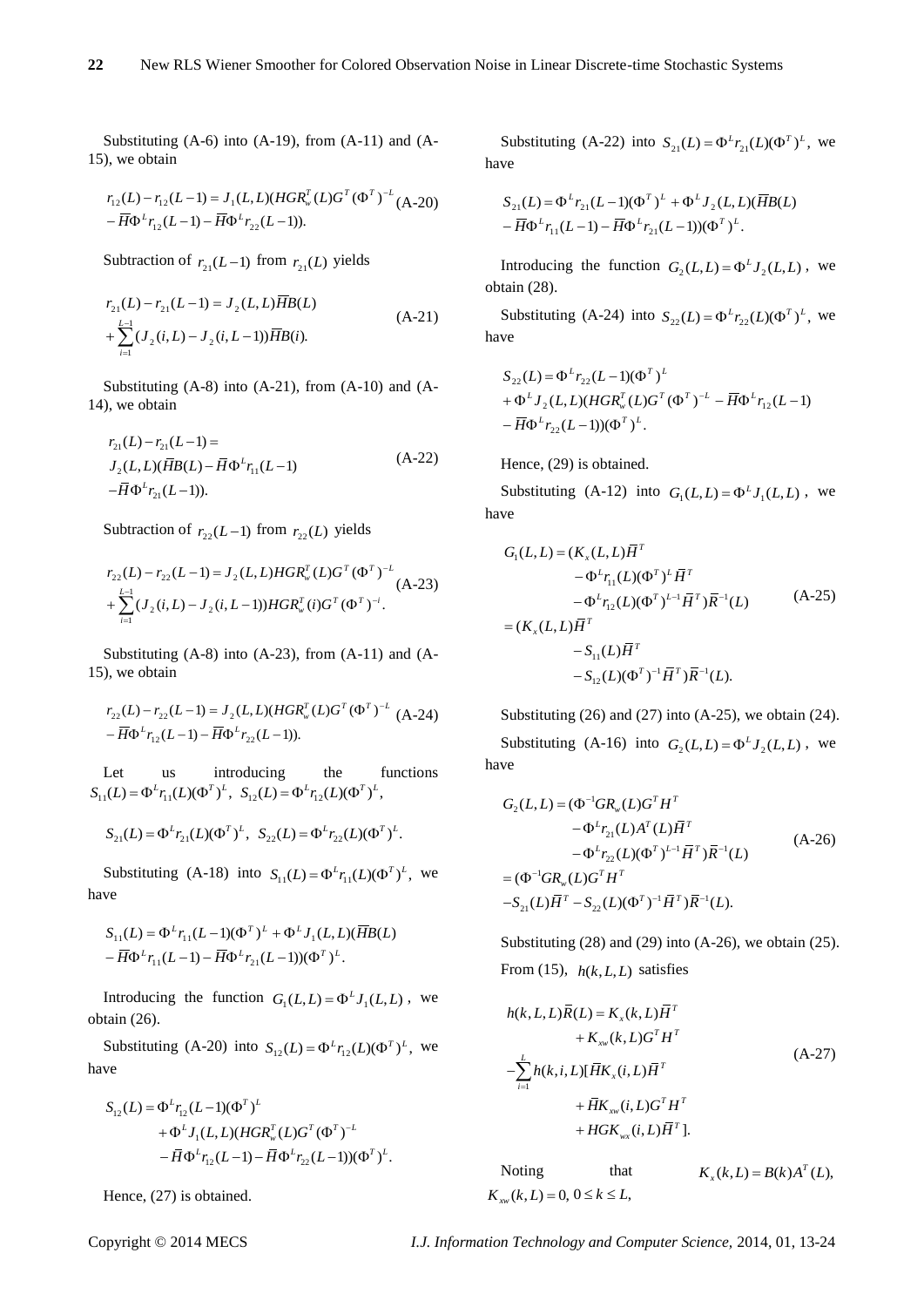Substituting (A-6) into (A-19), from (A-11) and (A-15), we obtain

$$r_{12}(L) - r_{12}(L-1) = J_1(L,L)(HGR_w^T(L)G^T(\Phi^T)^{-L} - \bar{H}\Phi^L r_{12}(L-1) - \bar{H}\Phi^L r_{22}(L-1)). \quad \text{(A-20)}$$

Subtraction of $r_{21}(L-1)$ from $r_{21}(L)$ yields

$$r_{21}(L) - r_{21}(L-1) = J_2(L,L)\bar{H}B(L) + \sum_{i=1}^{L-1}(J_2(i,L) - J_2(i,L-1))\bar{H}B(i). \quad \text{(A-21)}$$

Substituting (A-8) into (A-21), from (A-10) and (A-14), we obtain

$$r_{21}(L) - r_{21}(L-1) = J_2(L,L)(\bar{H}B(L) - \bar{H}\Phi^L r_{11}(L-1) - \bar{H}\Phi^L r_{21}(L-1)). \quad \text{(A-22)}$$

Subtraction of $r_{22}(L-1)$ from $r_{22}(L)$ yields

$$r_{22}(L) - r_{22}(L-1) = J_2(L,L)HGR_w^T(L)G^T(\Phi^T)^{-L} + \sum_{i=1}^{L-1}(J_2(i,L) - J_2(i,L-1))HGR_w^T(i)G^T(\Phi^T)^{-i}. \quad \text{(A-23)}$$

Substituting (A-8) into (A-23), from (A-11) and (A-15), we obtain

$$r_{22}(L) - r_{22}(L-1) = J_2(L,L)(HGR_w^T(L)G^T(\Phi^T)^{-L} - \bar{H}\Phi^L r_{12}(L-1) - \bar{H}\Phi^L r_{22}(L-1)). \quad \text{(A-24)}$$

Let us introducing the functions $S_{11}(L) = \Phi^L r_{11}(L)(\Phi^T)^L$, $S_{12}(L) = \Phi^L r_{12}(L)(\Phi^T)^L$,

$$S_{21}(L) = \Phi^L r_{21}(L)(\Phi^T)^L, \quad S_{22}(L) = \Phi^L r_{22}(L)(\Phi^T)^L.$$

Substituting (A-18) into $S_{11}(L) = \Phi^L r_{11}(L)(\Phi^T)^L$, we have

$$S_{11}(L) = \Phi^L r_{11}(L-1)(\Phi^T)^L + \Phi^L J_1(L,L)(\bar{H}B(L) - \bar{H}\Phi^L r_{11}(L-1) - \bar{H}\Phi^L r_{21}(L-1))(\Phi^T)^L.$$

Introducing the function $G_1(L,L) = \Phi^L J_1(L,L)$, we obtain (26).

Substituting (A-20) into $S_{12}(L) = \Phi^L r_{12}(L)(\Phi^T)^L$, we have

$$\begin{aligned} S_{12}(L) = {} & \Phi^L r_{12}(L-1)(\Phi^T)^L \\ & + \Phi^L J_1(L,L)(HGR_w^T(L)G^T(\Phi^T)^{-L} \\ & - \bar{H}\Phi^L r_{12}(L-1) - \bar{H}\Phi^L r_{22}(L-1))(\Phi^T)^L. \end{aligned}$$

Hence, (27) is obtained.

Substituting (A-22) into $S_{21}(L) = \Phi^L r_{21}(L)(\Phi^T)^L$, we have

$$S_{21}(L) = \Phi^L r_{21}(L-1)(\Phi^T)^L + \Phi^L J_2(L,L)(\bar{H}B(L) - \bar{H}\Phi^L r_{11}(L-1) - \bar{H}\Phi^L r_{21}(L-1))(\Phi^T)^L.$$

Introducing the function $G_2(L,L) = \Phi^L J_2(L,L)$, we obtain (28).

Substituting (A-24) into $S_{22}(L) = \Phi^L r_{22}(L)(\Phi^T)^L$, we have

$$\begin{aligned} S_{22}(L) = {} & \Phi^L r_{22}(L-1)(\Phi^T)^L \\ & + \Phi^L J_2(L,L)(HGR_w^T(L)G^T(\Phi^T)^{-L} - \bar{H}\Phi^L r_{12}(L-1) \\ & - \bar{H}\Phi^L r_{22}(L-1))(\Phi^T)^L. \end{aligned}$$

Hence, (29) is obtained.

Substituting (A-12) into $G_1(L,L) = \Phi^L J_1(L,L)$, we have

$$\begin{aligned} G_1(L,L) = {} & (K_x(L,L)\bar{H}^T \\ & - \Phi^L r_{11}(L)(\Phi^T)^L \bar{H}^T \\ & - \Phi^L r_{12}(L)(\Phi^T)^{L-1}\bar{H}^T)\bar{R}^{-1}(L) \\ = {} & (K_x(L,L)\bar{H}^T \\ & - S_{11}(L)\bar{H}^T \\ & - S_{12}(L)(\Phi^T)^{-1}\bar{H}^T)\bar{R}^{-1}(L). \end{aligned} \quad \text{(A-25)}$$

Substituting (26) and (27) into (A-25), we obtain (24).

Substituting (A-16) into $G_2(L,L) = \Phi^L J_2(L,L)$, we have

$$\begin{aligned} G_2(L,L) = {} & (\Phi^{-1}GR_w(L)G^T H^T \\ & - \Phi^L r_{21}(L)A^T(L)\bar{H}^T \\ & - \Phi^L r_{22}(L)(\Phi^T)^{L-1}\bar{H}^T)\bar{R}^{-1}(L) \\ = {} & (\Phi^{-1}GR_w(L)G^T H^T \\ & - S_{21}(L)\bar{H}^T - S_{22}(L)(\Phi^T)^{-1}\bar{H}^T)\bar{R}^{-1}(L). \end{aligned} \quad \text{(A-26)}$$

Substituting (28) and (29) into (A-26), we obtain (25).

From (15), $h(k,L,L)$ satisfies

$$\begin{aligned} h(k,L,L)\bar{R}(L) = {} & K_x(k,L)\bar{H}^T \\ & + K_{xw}(k,L)G^T H^T \\ - \sum_{i=1}^{L} h(k,i,L)[ & \bar{H}K_x(i,L)\bar{H}^T \\ & + \bar{H}K_{xw}(i,L)G^T H^T \\ & + HGK_{wx}(i,L)\bar{H}^T]. \end{aligned} \quad \text{(A-27)}$$

Noting that $K_x(k,L) = B(k)A^T(L)$, $K_{xw}(k,L) = 0,\ 0 \le k \le L$,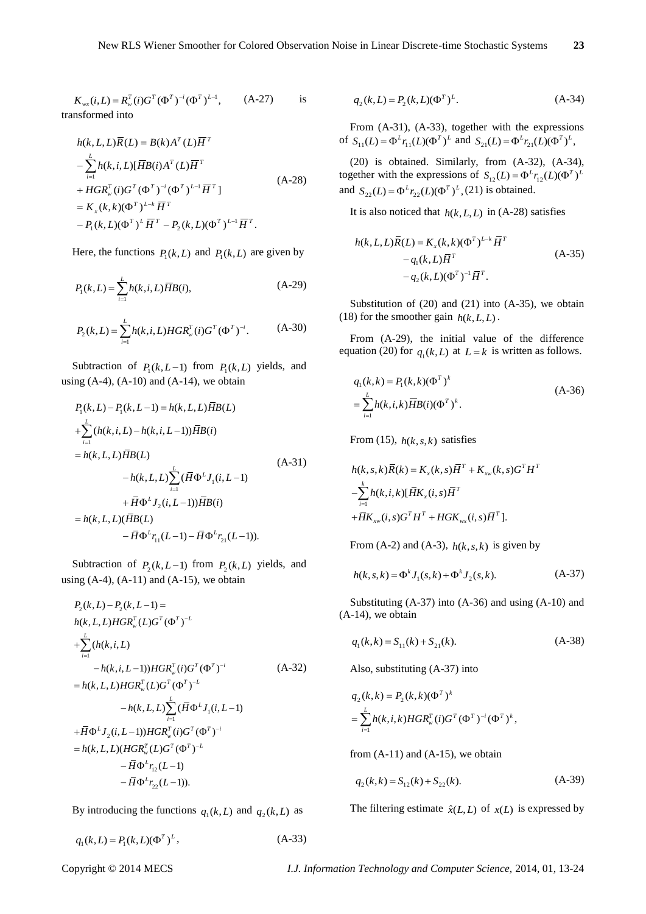$$K_{wx}(i,L) = R_w^T(i) G^T (\Phi^T)^{-i} (\Phi^T)^{L-1}, \qquad \text{(A-27)}$$

is transformed into

$$\begin{aligned}
&h(k,L,L)\overline{R}(L) = B(k)A^T(L)\overline{H}^T \\
&- \sum_{i=1}^{L} h(k,i,L)[\overline{H}B(i)A^T(L)\overline{H}^T \\
&+ HGR_w^T(i)G^T(\Phi^T)^{-i}(\Phi^T)^{L-1}\overline{H}^T] \\
&= K_x(k,k)(\Phi^T)^{L-k}\overline{H}^T \\
&- P_1(k,L)(\Phi^T)^L\overline{H}^T - P_2(k,L)(\Phi^T)^{L-1}\overline{H}^T.
\end{aligned} \qquad \text{(A-28)}$$

Here, the functions $P_1(k,L)$ and $P_1(k,L)$ are given by

$$P_1(k,L) = \sum_{i=1}^{L} h(k,i,L)\overline{H}B(i), \qquad \text{(A-29)}$$

$$P_2(k,L) = \sum_{i=1}^{L} h(k,i,L)HGR_w^T(i)G^T(\Phi^T)^{-i}. \qquad \text{(A-30)}$$

Subtraction of $P_1(k,L-1)$ from $P_1(k,L)$ yields, and using (A-4), (A-10) and (A-14), we obtain

$$\begin{aligned}
&P_1(k,L) - P_1(k,L-1) = h(k,L,L)\overline{H}B(L) \\
&+ \sum_{i=1}^{L}(h(k,i,L) - h(k,i,L-1))\overline{H}B(i) \\
&= h(k,L,L)\overline{H}B(L) \\
&\quad - h(k,L,L)\sum_{i=1}^{L}(\overline{H}\Phi^L J_1(i,L-1) \\
&\quad + \overline{H}\Phi^L J_2(i,L-1))\overline{H}B(i) \\
&= h(k,L,L)(\overline{H}B(L) \\
&\quad - \overline{H}\Phi^L r_{11}(L-1) - \overline{H}\Phi^L r_{21}(L-1)).
\end{aligned} \qquad \text{(A-31)}$$

Subtraction of $P_2(k,L-1)$ from $P_2(k,L)$ yields, and using (A-4), (A-11) and (A-15), we obtain

$$\begin{aligned}
&P_2(k,L) - P_2(k,L-1) = \\
&h(k,L,L)HGR_w^T(L)G^T(\Phi^T)^{-L} \\
&+ \sum_{i=1}^{L}(h(k,i,L) \\
&\quad - h(k,i,L-1))HGR_w^T(i)G^T(\Phi^T)^{-i} \\
&= h(k,L,L)HGR_w^T(L)G^T(\Phi^T)^{-L} \\
&\quad - h(k,L,L)\sum_{i=1}^{L}(\overline{H}\Phi^L J_1(i,L-1) \\
&+ \overline{H}\Phi^L J_2(i,L-1))HGR_w^T(i)G^T(\Phi^T)^{-i} \\
&= h(k,L,L)(HGR_w^T(L)G^T(\Phi^T)^{-L} \\
&\quad - \overline{H}\Phi^L r_{12}(L-1) \\
&\quad - \overline{H}\Phi^L r_{22}(L-1)).
\end{aligned} \qquad \text{(A-32)}$$

By introducing the functions $q_1(k,L)$ and $q_2(k,L)$ as

$$q_1(k,L) = P_1(k,L)(\Phi^T)^L, \qquad \text{(A-33)}$$

$$q_2(k,L) = P_2(k,L)(\Phi^T)^L. \qquad \text{(A-34)}$$

From (A-31), (A-33), together with the expressions of $S_{11}(L) = \Phi^L r_{11}(L)(\Phi^T)^L$ and $S_{21}(L) = \Phi^L r_{21}(L)(\Phi^T)^L$,

(20) is obtained. Similarly, from (A-32), (A-34), together with the expressions of $S_{12}(L) = \Phi^L r_{12}(L)(\Phi^T)^L$ and $S_{22}(L) = \Phi^L r_{22}(L)(\Phi^T)^L$, (21) is obtained.

It is also noticed that $h(k,L,L)$ in (A-28) satisfies

$$\begin{aligned}
h(k,L,L)\overline{R}(L) &= K_x(k,k)(\Phi^T)^{L-k}\overline{H}^T \\
&- q_1(k,L)\overline{H}^T \\
&- q_2(k,L)(\Phi^T)^{-1}\overline{H}^T.
\end{aligned} \qquad \text{(A-35)}$$

Substitution of (20) and (21) into (A-35), we obtain (18) for the smoother gain $h(k,L,L)$.

From (A-29), the initial value of the difference equation (20) for $q_1(k,L)$ at $L = k$ is written as follows.

$$\begin{aligned}
&q_1(k,k) = P_1(k,k)(\Phi^T)^k \\
&= \sum_{i=1}^{L} h(k,i,k)\overline{H}B(i)(\Phi^T)^k.
\end{aligned} \qquad \text{(A-36)}$$

From (15), $h(k,s,k)$ satisfies

$$\begin{aligned}
&h(k,s,k)\overline{R}(k) = K_x(k,s)\overline{H}^T + K_{xw}(k,s)G^T H^T \\
&- \sum_{i=1}^{k} h(k,i,k)[\overline{H}K_x(i,s)\overline{H}^T \\
&+ \overline{H}K_{xw}(i,s)G^T H^T + HGK_{wx}(i,s)\overline{H}^T].
\end{aligned}$$

From (A-2) and (A-3), $h(k,s,k)$ is given by

$$h(k,s,k) = \Phi^k J_1(s,k) + \Phi^k J_2(s,k). \qquad \text{(A-37)}$$

Substituting (A-37) into (A-36) and using (A-10) and (A-14), we obtain

$$q_1(k,k) = S_{11}(k) + S_{21}(k). \qquad \text{(A-38)}$$

Also, substituting (A-37) into

$$\begin{aligned}
&q_2(k,k) = P_2(k,k)(\Phi^T)^k \\
&= \sum_{i=1}^{L} h(k,i,k)HGR_w^T(i)G^T(\Phi^T)^{-i}(\Phi^T)^k,
\end{aligned}$$

from (A-11) and (A-15), we obtain

$$q_2(k,k) = S_{12}(k) + S_{22}(k). \qquad \text{(A-39)}$$

The filtering estimate $\hat{x}(L,L)$ of $x(L)$ is expressed by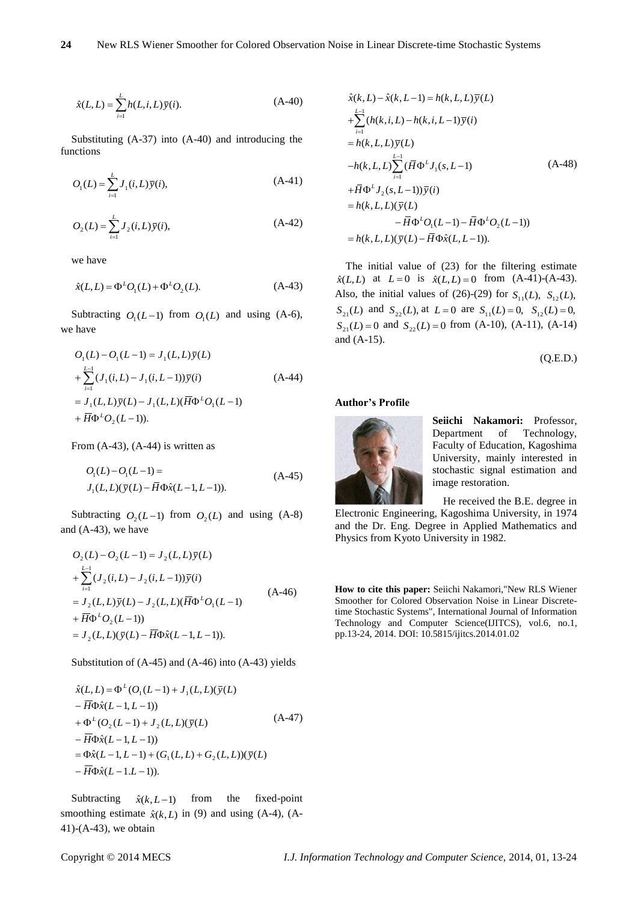$$\hat{x}(L,L)=\sum_{i=1}^{L}h(L,i,L)\bar{y}(i). \tag{A-40}$$

Substituting (A-37) into (A-40) and introducing the functions

$$O_1(L)=\sum_{i=1}^{L}J_1(i,L)\bar{y}(i), \tag{A-41}$$

$$O_2(L)=\sum_{i=1}^{L}J_2(i,L)\bar{y}(i), \tag{A-42}$$

we have

$$\hat{x}(L,L)=\Phi^L O_1(L)+\Phi^L O_2(L). \tag{A-43}$$

Subtracting $O_1(L-1)$ from $O_1(L)$ and using (A-6), we have

$$\begin{aligned}
&O_1(L)-O_1(L-1)=J_1(L,L)\bar{y}(L)\\
&+\sum_{i=1}^{L-1}(J_1(i,L)-J_1(i,L-1))\bar{y}(i)\\
&=J_1(L,L)\bar{y}(L)-J_1(L,L)(\bar{H}\Phi^L O_1(L-1)\\
&+\bar{H}\Phi^L O_2(L-1)).
\end{aligned} \tag{A-44}$$

From (A-43), (A-44) is written as

$$\begin{aligned}
&O_1(L)-O_1(L-1)=\\
&J_1(L,L)(\bar{y}(L)-\bar{H}\Phi\hat{x}(L-1,L-1)).
\end{aligned} \tag{A-45}$$

Subtracting $O_2(L-1)$ from $O_2(L)$ and using (A-8) and (A-43), we have

$$\begin{aligned}
&O_2(L)-O_2(L-1)=J_2(L,L)\bar{y}(L)\\
&+\sum_{i=1}^{L-1}(J_2(i,L)-J_2(i,L-1))\bar{y}(i)\\
&=J_2(L,L)\bar{y}(L)-J_2(L,L)(\bar{H}\Phi^L O_1(L-1)\\
&+\bar{H}\Phi^L O_2(L-1))\\
&=J_2(L,L)(\bar{y}(L)-\bar{H}\Phi\hat{x}(L-1,L-1)).
\end{aligned} \tag{A-46}$$

Substitution of (A-45) and (A-46) into (A-43) yields

$$\begin{aligned}
&\hat{x}(L,L)=\Phi^L(O_1(L-1)+J_1(L,L)(\bar{y}(L)\\
&-\bar{H}\Phi\hat{x}(L-1,L-1))\\
&+\Phi^L(O_2(L-1)+J_2(L,L)(\bar{y}(L)\\
&-\bar{H}\Phi\hat{x}(L-1,L-1))\\
&=\Phi\hat{x}(L-1,L-1)+(G_1(L,L)+G_2(L,L))(\bar{y}(L)\\
&-\bar{H}\Phi\hat{x}(L-1.L-1)).
\end{aligned} \tag{A-47}$$

Subtracting $\hat{x}(k,L-1)$ from the fixed-point smoothing estimate $\hat{x}(k,L)$ in (9) and using (A-4), (A-41)-(A-43), we obtain

$$\begin{aligned}
&\hat{x}(k,L)-\hat{x}(k,L-1)=h(k,L,L)\bar{y}(L)\\
&+\sum_{i=1}^{L-1}(h(k,i,L)-h(k,i,L-1)\bar{y}(i)\\
&=h(k,L,L)\bar{y}(L)\\
&-h(k,L,L)\sum_{i=1}^{L-1}(\bar{H}\Phi^L J_1(s,L-1)\\
&+\bar{H}\Phi^L J_2(s,L-1))\bar{y}(i)\\
&=h(k,L,L)(\bar{y}(L)\\
&\qquad-\bar{H}\Phi^L O_1(L-1)-\bar{H}\Phi^L O_2(L-1))\\
&=h(k,L,L)(\bar{y}(L)-\bar{H}\Phi\hat{x}(L,L-1)).
\end{aligned} \tag{A-48}$$

The initial value of (23) for the filtering estimate $\hat{x}(L,L)$ at $L=0$ is $\hat{x}(L,L)=0$ from (A-41)-(A-43). Also, the initial values of (26)-(29) for $S_{11}(L)$, $S_{12}(L)$, $S_{21}(L)$ and $S_{22}(L)$, at $L=0$ are $S_{11}(L)=0$, $S_{12}(L)=0$, $S_{21}(L)=0$ and $S_{22}(L)=0$ from (A-10), (A-11), (A-14) and (A-15).

(Q.E.D.)

## Author's Profile

**Seiichi Nakamori:** Professor, Department of Technology, Faculty of Education, Kagoshima University, mainly interested in stochastic signal estimation and image restoration.

He received the B.E. degree in Electronic Engineering, Kagoshima University, in 1974 and the Dr. Eng. Degree in Applied Mathematics and Physics from Kyoto University in 1982.

**How to cite this paper:** Seiichi Nakamori,"New RLS Wiener Smoother for Colored Observation Noise in Linear Discrete-time Stochastic Systems", International Journal of Information Technology and Computer Science(IJITCS), vol.6, no.1, pp.13-24, 2014. DOI: 10.5815/ijitcs.2014.01.02